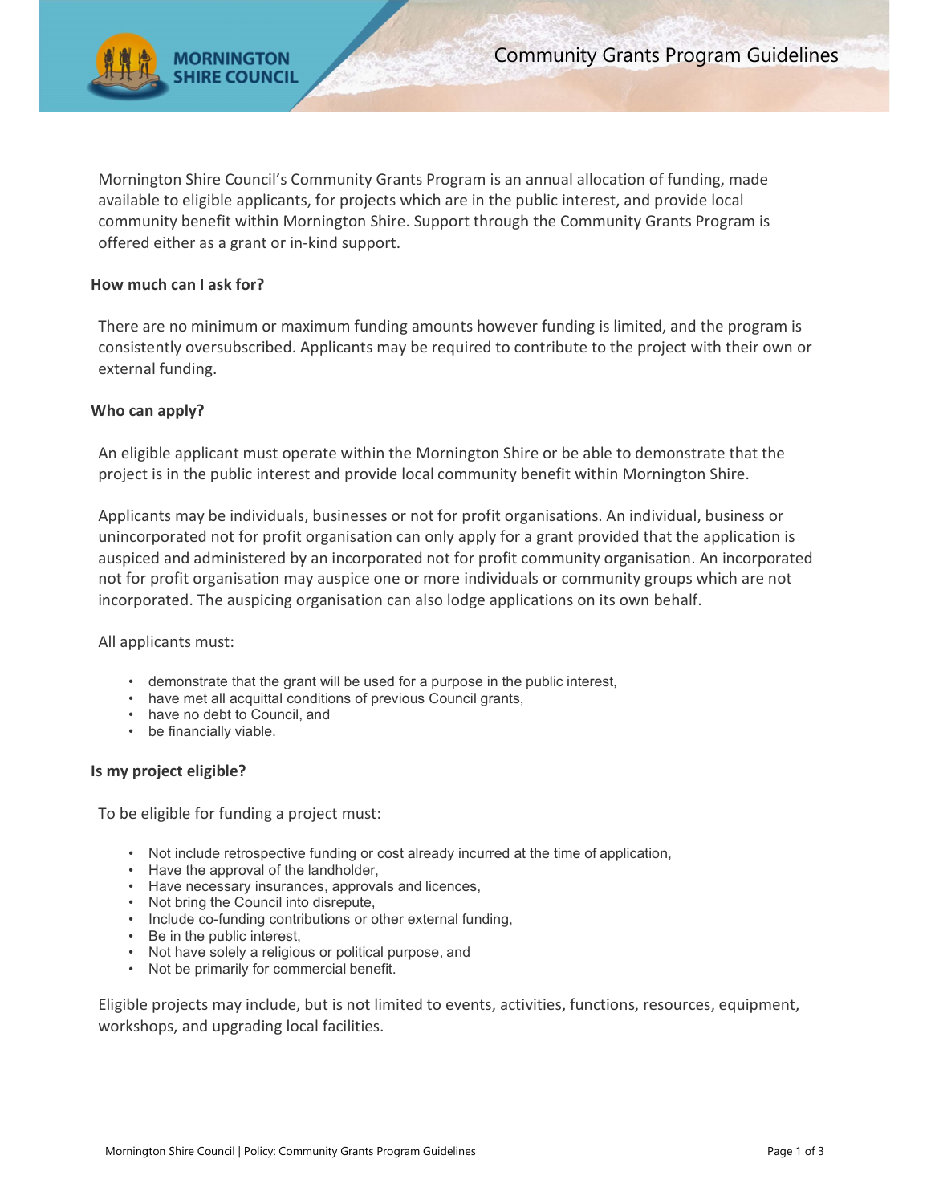# Community Grants Program Guidelines

Mornington Shire Council's Community Grants Program is an annual allocation of funding, made available to eligible applicants, for projects which are in the public interest, and provide local community benefit within Mornington Shire. Support through the Community Grants Program is offered either as a grant or in-kind support.

## How much can I ask for?

There are no minimum or maximum funding amounts however funding is limited, and the program is consistently oversubscribed. Applicants may be required to contribute to the project with their own or external funding.

## Who can apply?

An eligible applicant must operate within the Mornington Shire or be able to demonstrate that the project is in the public interest and provide local community benefit within Mornington Shire.

Applicants may be individuals, businesses or not for profit organisations. An individual, business or unincorporated not for profit organisation can only apply for a grant provided that the application is auspiced and administered by an incorporated not for profit community organisation. An incorporated not for profit organisation may auspice one or more individuals or community groups which are not incorporated. The auspicing organisation can also lodge applications on its own behalf.

All applicants must:

- demonstrate that the grant will be used for a purpose in the public interest,
- have met all acquittal conditions of previous Council grants,
- have no debt to Council, and
- be financially viable.

## Is my project eligible?

To be eligible for funding a project must:

- Not include retrospective funding or cost already incurred at the time of application,
- Have the approval of the landholder,
- Have necessary insurances, approvals and licences,
- Not bring the Council into disrepute,
- Include co-funding contributions or other external funding,
- Be in the public interest,
- Not have solely a religious or political purpose, and
- Not be primarily for commercial benefit.

Eligible projects may include, but is not limited to events, activities, functions, resources, equipment, workshops, and upgrading local facilities.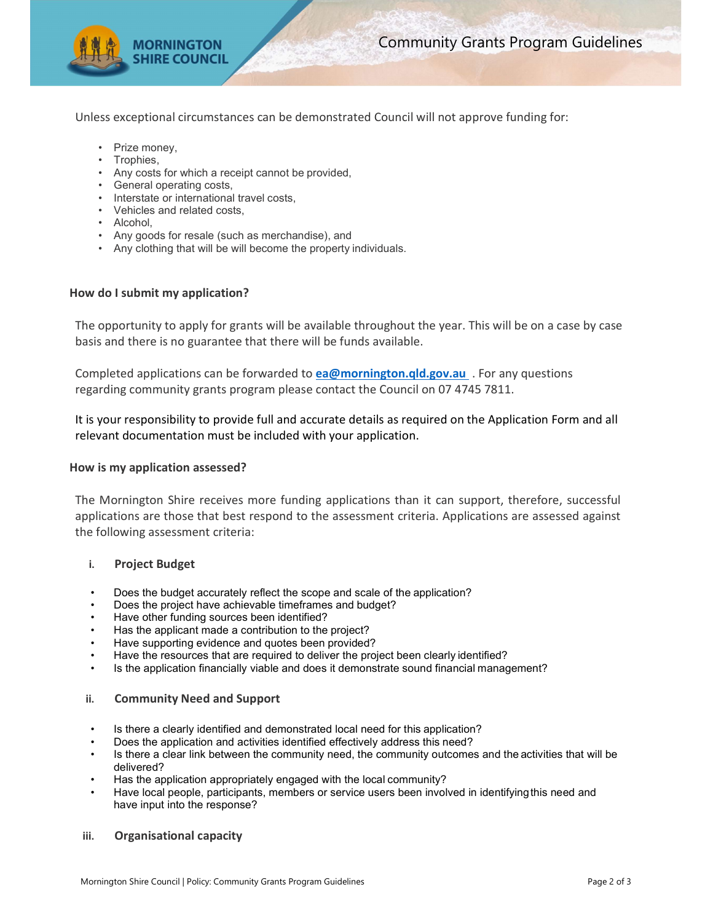Unless exceptional circumstances can be demonstrated Council will not approve funding for:

- Prize money,
- Trophies,
- Any costs for which a receipt cannot be provided,
- General operating costs,
- Interstate or international travel costs,
- Vehicles and related costs,
- Alcohol,
- Any goods for resale (such as merchandise), and
- Any clothing that will be will become the property individuals.

### How do I submit my application?

The opportunity to apply for grants will be available throughout the year. This will be on a case by case basis and there is no guarantee that there will be funds available.

Completed applications can be forwarded to **ea@mornington.qld.gov.au** . For any questions regarding community grants program please contact the Council on 07 4745 7811.

It is your responsibility to provide full and accurate details as required on the Application Form and all relevant documentation must be included with your application.

### How is my application assessed?

The Mornington Shire receives more funding applications than it can support, therefore, successful applications are those that best respond to the assessment criteria. Applications are assessed against the following assessment criteria:

#### i. Project Budget

- Does the budget accurately reflect the scope and scale of the application?
- Does the project have achievable timeframes and budget?
- Have other funding sources been identified?
- Has the applicant made a contribution to the project?
- Have supporting evidence and quotes been provided?
- Have the resources that are required to deliver the project been clearly identified?
- Is the application financially viable and does it demonstrate sound financial management?

#### ii. Community Need and Support

- Is there a clearly identified and demonstrated local need for this application?
- Does the application and activities identified effectively address this need?
- Is there a clear link between the community need, the community outcomes and the activities that will be delivered?
- Has the application appropriately engaged with the local community?
- Have local people, participants, members or service users been involved in identifying this need and have input into the response?

#### iii. Organisational capacity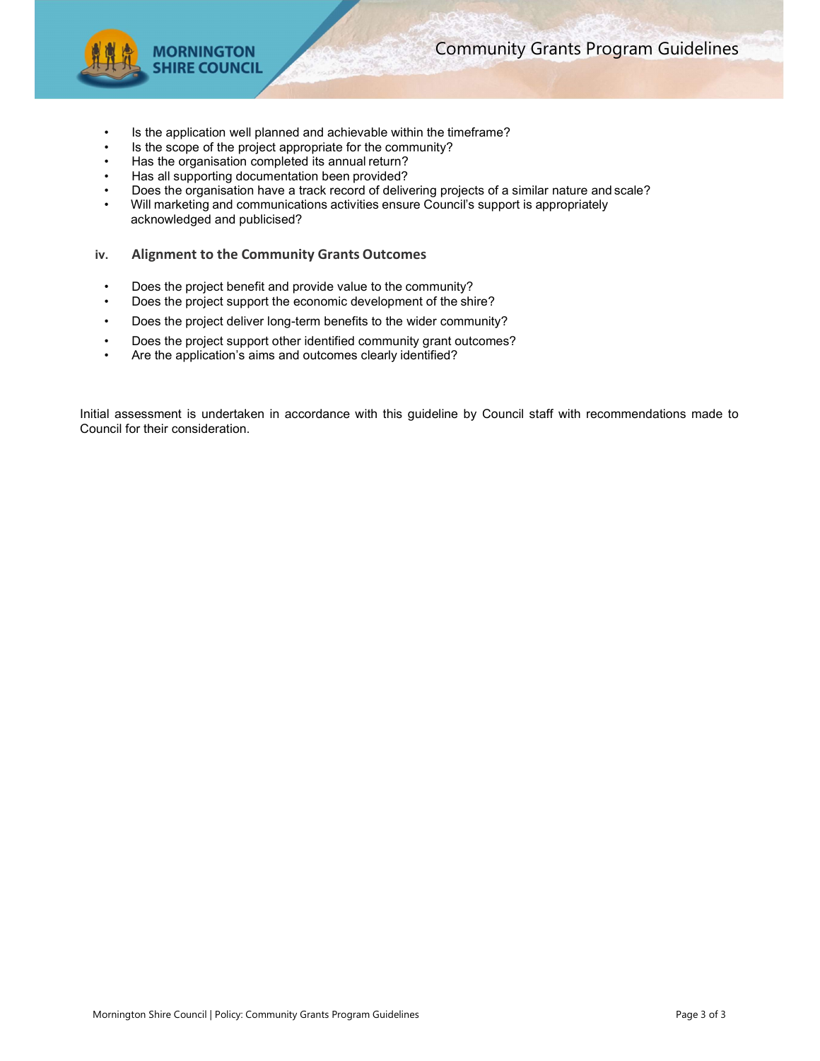- Is the application well planned and achievable within the timeframe?
- Is the scope of the project appropriate for the community?
- Has the organisation completed its annual return?
- Has all supporting documentation been provided?
- Does the organisation have a track record of delivering projects of a similar nature and scale?
- Will marketing and communications activities ensure Council's support is appropriately acknowledged and publicised?

### iv. Alignment to the Community Grants Outcomes

- Does the project benefit and provide value to the community?
- Does the project support the economic development of the shire?
- Does the project deliver long-term benefits to the wider community?
- Does the project support other identified community grant outcomes?
- Are the application's aims and outcomes clearly identified?

Initial assessment is undertaken in accordance with this guideline by Council staff with recommendations made to Council for their consideration.